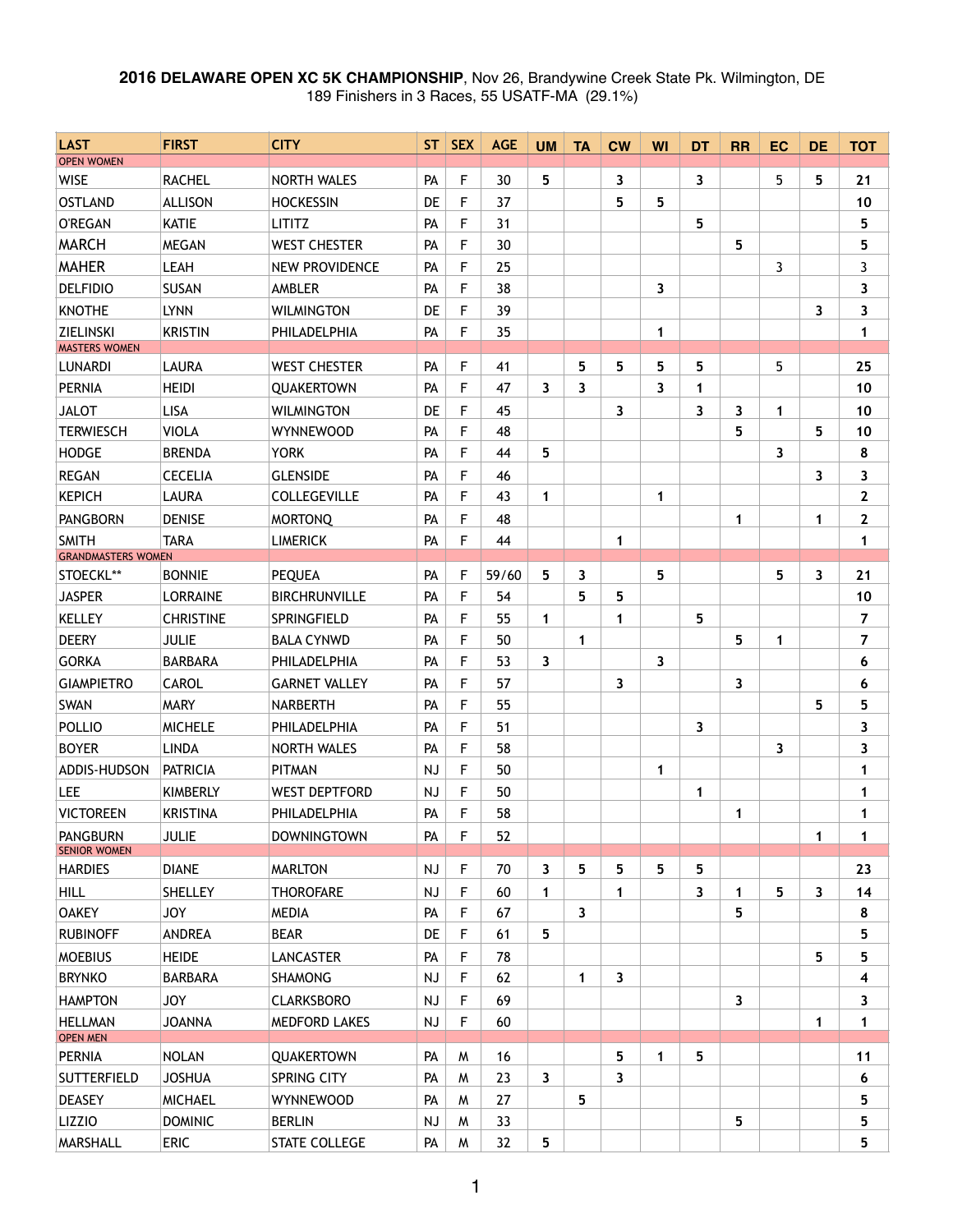**2016 DELAWARE OPEN XC 5K CHAMPIONSHIP**, Nov 26, Brandywine Creek State Pk. Wilmington, DE
189 Finishers in 3 Races, 55 USATF-MA (29.1%)

| LAST | FIRST | CITY | ST | SEX | AGE | UM | TA | CW | WI | DT | RR | EC | DE | TOT |
|---|---|---|---|---|---|---|---|---|---|---|---|---|---|---|
| OPEN WOMEN | | | | | | | | | | | | | | |
| WISE | RACHEL | NORTH WALES | PA | F | 30 | 5 | | 3 | | 3 | | 5 | 5 | 21 |
| OSTLAND | ALLISON | HOCKESSIN | DE | F | 37 | | | 5 | 5 | | | | | 10 |
| O'REGAN | KATIE | LITITZ | PA | F | 31 | | | | | 5 | | | | 5 |
| MARCH | MEGAN | WEST CHESTER | PA | F | 30 | | | | | | 5 | | | 5 |
| MAHER | LEAH | NEW PROVIDENCE | PA | F | 25 | | | | | | | 3 | | 3 |
| DELFIDIO | SUSAN | AMBLER | PA | F | 38 | | | | 3 | | | | | 3 |
| KNOTHE | LYNN | WILMINGTON | DE | F | 39 | | | | | | | | 3 | 3 |
| ZIELINSKI | KRISTIN | PHILADELPHIA | PA | F | 35 | | | | 1 | | | | | 1 |
| MASTERS WOMEN | | | | | | | | | | | | | | |
| LUNARDI | LAURA | WEST CHESTER | PA | F | 41 | | 5 | 5 | 5 | 5 | | 5 | | 25 |
| PERNIA | HEIDI | QUAKERTOWN | PA | F | 47 | 3 | 3 | | 3 | 1 | | | | 10 |
| JALOT | LISA | WILMINGTON | DE | F | 45 | | | 3 | | 3 | 3 | 1 | | 10 |
| TERWIESCH | VIOLA | WYNNEWOOD | PA | F | 48 | | | | | | 5 | | 5 | 10 |
| HODGE | BRENDA | YORK | PA | F | 44 | 5 | | | | | | 3 | | 8 |
| REGAN | CECELIA | GLENSIDE | PA | F | 46 | | | | | | | | 3 | 3 |
| KEPICH | LAURA | COLLEGEVILLE | PA | F | 43 | 1 | | | 1 | | | | | 2 |
| PANGBORN | DENISE | MORTONQ | PA | F | 48 | | | | | | 1 | | 1 | 2 |
| SMITH | TARA | LIMERICK | PA | F | 44 | | | 1 | | | | | | 1 |
| GRANDMASTERS WOMEN | | | | | | | | | | | | | | |
| STOECKL** | BONNIE | PEQUEA | PA | F | 59/60 | 5 | 3 | | 5 | | | 5 | 3 | 21 |
| JASPER | LORRAINE | BIRCHRUNVILLE | PA | F | 54 | | 5 | 5 | | | | | | 10 |
| KELLEY | CHRISTINE | SPRINGFIELD | PA | F | 55 | 1 | | 1 | | 5 | | | | 7 |
| DEERY | JULIE | BALA CYNWD | PA | F | 50 | | 1 | | | | 5 | 1 | | 7 |
| GORKA | BARBARA | PHILADELPHIA | PA | F | 53 | 3 | | | 3 | | | | | 6 |
| GIAMPIETRO | CAROL | GARNET VALLEY | PA | F | 57 | | | 3 | | | 3 | | | 6 |
| SWAN | MARY | NARBERTH | PA | F | 55 | | | | | | | | 5 | 5 |
| POLLIO | MICHELE | PHILADELPHIA | PA | F | 51 | | | | | 3 | | | | 3 |
| BOYER | LINDA | NORTH WALES | PA | F | 58 | | | | | | | 3 | | 3 |
| ADDIS-HUDSON | PATRICIA | PITMAN | NJ | F | 50 | | | | 1 | | | | | 1 |
| LEE | KIMBERLY | WEST DEPTFORD | NJ | F | 50 | | | | | 1 | | | | 1 |
| VICTOREEN | KRISTINA | PHILADELPHIA | PA | F | 58 | | | | | | 1 | | | 1 |
| PANGBURN | JULIE | DOWNINGTOWN | PA | F | 52 | | | | | | | | 1 | 1 |
| SENIOR WOMEN | | | | | | | | | | | | | | |
| HARDIES | DIANE | MARLTON | NJ | F | 70 | 3 | 5 | 5 | 5 | 5 | | | | 23 |
| HILL | SHELLEY | THOROFARE | NJ | F | 60 | 1 | | 1 | | 3 | 1 | 5 | 3 | 14 |
| OAKEY | JOY | MEDIA | PA | F | 67 | | 3 | | | | 5 | | | 8 |
| RUBINOFF | ANDREA | BEAR | DE | F | 61 | 5 | | | | | | | | 5 |
| MOEBIUS | HEIDE | LANCASTER | PA | F | 78 | | | | | | | | 5 | 5 |
| BRYNKO | BARBARA | SHAMONG | NJ | F | 62 | | 1 | 3 | | | | | | 4 |
| HAMPTON | JOY | CLARKSBORO | NJ | F | 69 | | | | | | 3 | | | 3 |
| HELLMAN | JOANNA | MEDFORD LAKES | NJ | F | 60 | | | | | | | | 1 | 1 |
| OPEN MEN | | | | | | | | | | | | | | |
| PERNIA | NOLAN | QUAKERTOWN | PA | M | 16 | | | 5 | 1 | 5 | | | | 11 |
| SUTTERFIELD | JOSHUA | SPRING CITY | PA | M | 23 | 3 | | 3 | | | | | | 6 |
| DEASEY | MICHAEL | WYNNEWOOD | PA | M | 27 | | 5 | | | | | | | 5 |
| LIZZIO | DOMINIC | BERLIN | NJ | M | 33 | | | | | | 5 | | | 5 |
| MARSHALL | ERIC | STATE COLLEGE | PA | M | 32 | 5 | | | | | | | | 5 |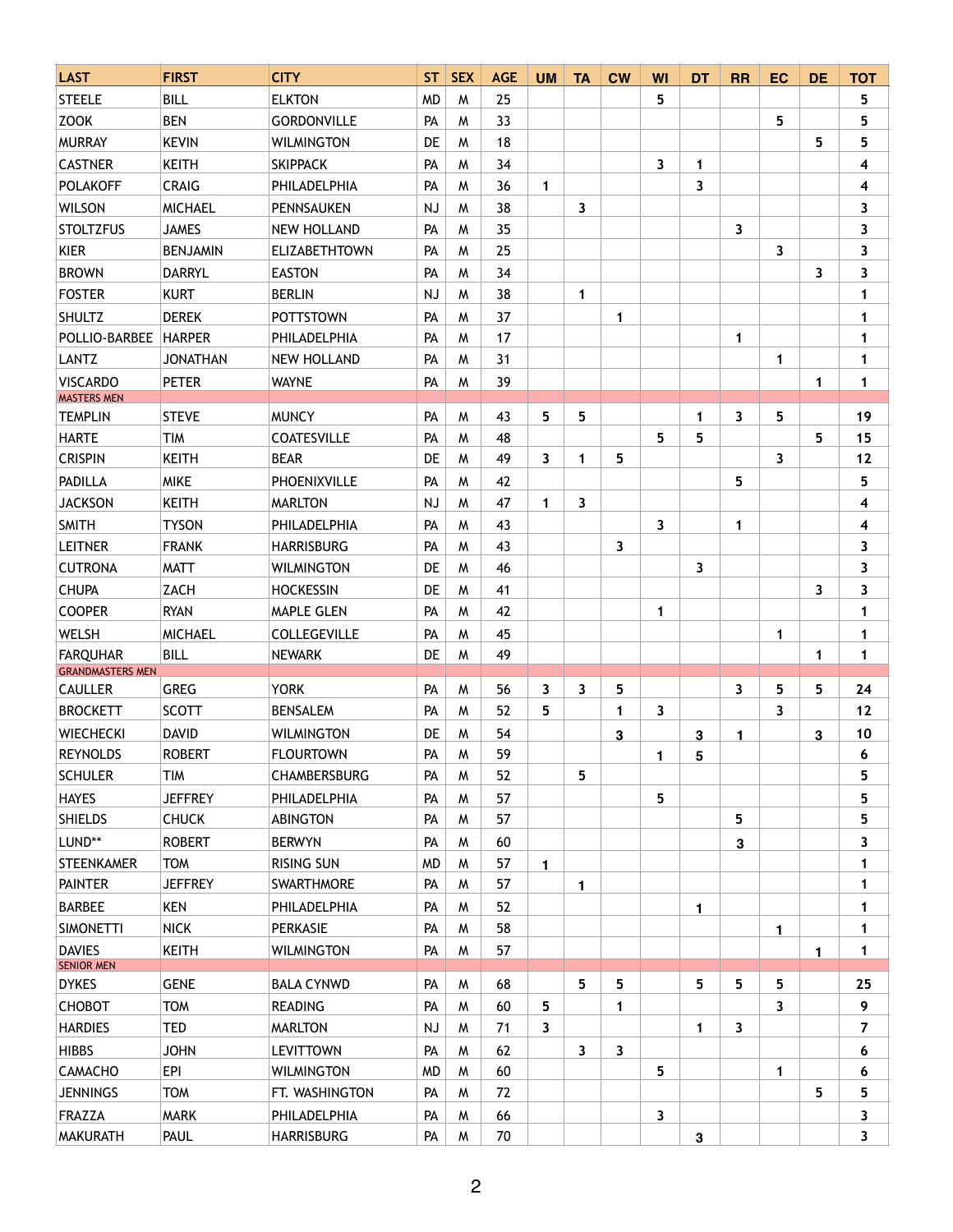| LAST | FIRST | CITY | ST | SEX | AGE | UM | TA | CW | WI | DT | RR | EC | DE | TOT |
|---|---|---|---|---|---|---|---|---|---|---|---|---|---|---|
| STEELE | BILL | ELKTON | MD | M | 25 | | | | 5 | | | | | 5 |
| ZOOK | BEN | GORDONVILLE | PA | M | 33 | | | | | | | 5 | | 5 |
| MURRAY | KEVIN | WILMINGTON | DE | M | 18 | | | | | | | | 5 | 5 |
| CASTNER | KEITH | SKIPPACK | PA | M | 34 | | | | 3 | 1 | | | | 4 |
| POLAKOFF | CRAIG | PHILADELPHIA | PA | M | 36 | 1 | | | | 3 | | | | 4 |
| WILSON | MICHAEL | PENNSAUKEN | NJ | M | 38 | | 3 | | | | | | | 3 |
| STOLTZFUS | JAMES | NEW HOLLAND | PA | M | 35 | | | | | | 3 | | | 3 |
| KIER | BENJAMIN | ELIZABETHTOWN | PA | M | 25 | | | | | | | 3 | | 3 |
| BROWN | DARRYL | EASTON | PA | M | 34 | | | | | | | | 3 | 3 |
| FOSTER | KURT | BERLIN | NJ | M | 38 | | 1 | | | | | | | 1 |
| SHULTZ | DEREK | POTTSTOWN | PA | M | 37 | | | 1 | | | | | | 1 |
| POLLIO-BARBEE | HARPER | PHILADELPHIA | PA | M | 17 | | | | | | 1 | | | 1 |
| LANTZ | JONATHAN | NEW HOLLAND | PA | M | 31 | | | | | | | 1 | | 1 |
| VISCARDO | PETER | WAYNE | PA | M | 39 | | | | | | | | 1 | 1 |
| MASTERS MEN | | | | | | | | | | | | | | |
| TEMPLIN | STEVE | MUNCY | PA | M | 43 | 5 | 5 | | | 1 | 3 | 5 | | 19 |
| HARTE | TIM | COATESVILLE | PA | M | 48 | | | | 5 | 5 | | | 5 | 15 |
| CRISPIN | KEITH | BEAR | DE | M | 49 | 3 | 1 | 5 | | | | 3 | | 12 |
| PADILLA | MIKE | PHOENIXVILLE | PA | M | 42 | | | | | | 5 | | | 5 |
| JACKSON | KEITH | MARLTON | NJ | M | 47 | 1 | 3 | | | | | | | 4 |
| SMITH | TYSON | PHILADELPHIA | PA | M | 43 | | | | 3 | | 1 | | | 4 |
| LEITNER | FRANK | HARRISBURG | PA | M | 43 | | | 3 | | | | | | 3 |
| CUTRONA | MATT | WILMINGTON | DE | M | 46 | | | | | 3 | | | | 3 |
| CHUPA | ZACH | HOCKESSIN | DE | M | 41 | | | | | | | | 3 | 3 |
| COOPER | RYAN | MAPLE GLEN | PA | M | 42 | | | | 1 | | | | | 1 |
| WELSH | MICHAEL | COLLEGEVILLE | PA | M | 45 | | | | | | | 1 | | 1 |
| FARQUHAR | BILL | NEWARK | DE | M | 49 | | | | | | | | 1 | 1 |
| GRANDMASTERS MEN | | | | | | | | | | | | | | |
| CAULLER | GREG | YORK | PA | M | 56 | 3 | 3 | 5 | | | 3 | 5 | 5 | 24 |
| BROCKETT | SCOTT | BENSALEM | PA | M | 52 | 5 | | 1 | 3 | | | 3 | | 12 |
| WIECHECKI | DAVID | WILMINGTON | DE | M | 54 | | | 3 | | 3 | 1 | | 3 | 10 |
| REYNOLDS | ROBERT | FLOURTOWN | PA | M | 59 | | | | 1 | 5 | | | | 6 |
| SCHULER | TIM | CHAMBERSBURG | PA | M | 52 | | 5 | | | | | | | 5 |
| HAYES | JEFFREY | PHILADELPHIA | PA | M | 57 | | | | 5 | | | | | 5 |
| SHIELDS | CHUCK | ABINGTON | PA | M | 57 | | | | | | 5 | | | 5 |
| LUND** | ROBERT | BERWYN | PA | M | 60 | | | | | | 3 | | | 3 |
| STEENKAMER | TOM | RISING SUN | MD | M | 57 | 1 | | | | | | | | 1 |
| PAINTER | JEFFREY | SWARTHMORE | PA | M | 57 | | 1 | | | | | | | 1 |
| BARBEE | KEN | PHILADELPHIA | PA | M | 52 | | | | | 1 | | | | 1 |
| SIMONETTI | NICK | PERKASIE | PA | M | 58 | | | | | | | 1 | | 1 |
| DAVIES | KEITH | WILMINGTON | PA | M | 57 | | | | | | | | 1 | 1 |
| SENIOR MEN | | | | | | | | | | | | | | |
| DYKES | GENE | BALA CYNWD | PA | M | 68 | | 5 | 5 | | 5 | 5 | 5 | | 25 |
| CHOBOT | TOM | READING | PA | M | 60 | 5 | | 1 | | | | 3 | | 9 |
| HARDIES | TED | MARLTON | NJ | M | 71 | 3 | | | | 1 | 3 | | | 7 |
| HIBBS | JOHN | LEVITTOWN | PA | M | 62 | | 3 | 3 | | | | | | 6 |
| CAMACHO | EPI | WILMINGTON | MD | M | 60 | | | | 5 | | | 1 | | 6 |
| JENNINGS | TOM | FT. WASHINGTON | PA | M | 72 | | | | | | | | 5 | 5 |
| FRAZZA | MARK | PHILADELPHIA | PA | M | 66 | | | | 3 | | | | | 3 |
| MAKURATH | PAUL | HARRISBURG | PA | M | 70 | | | | | 3 | | | | 3 |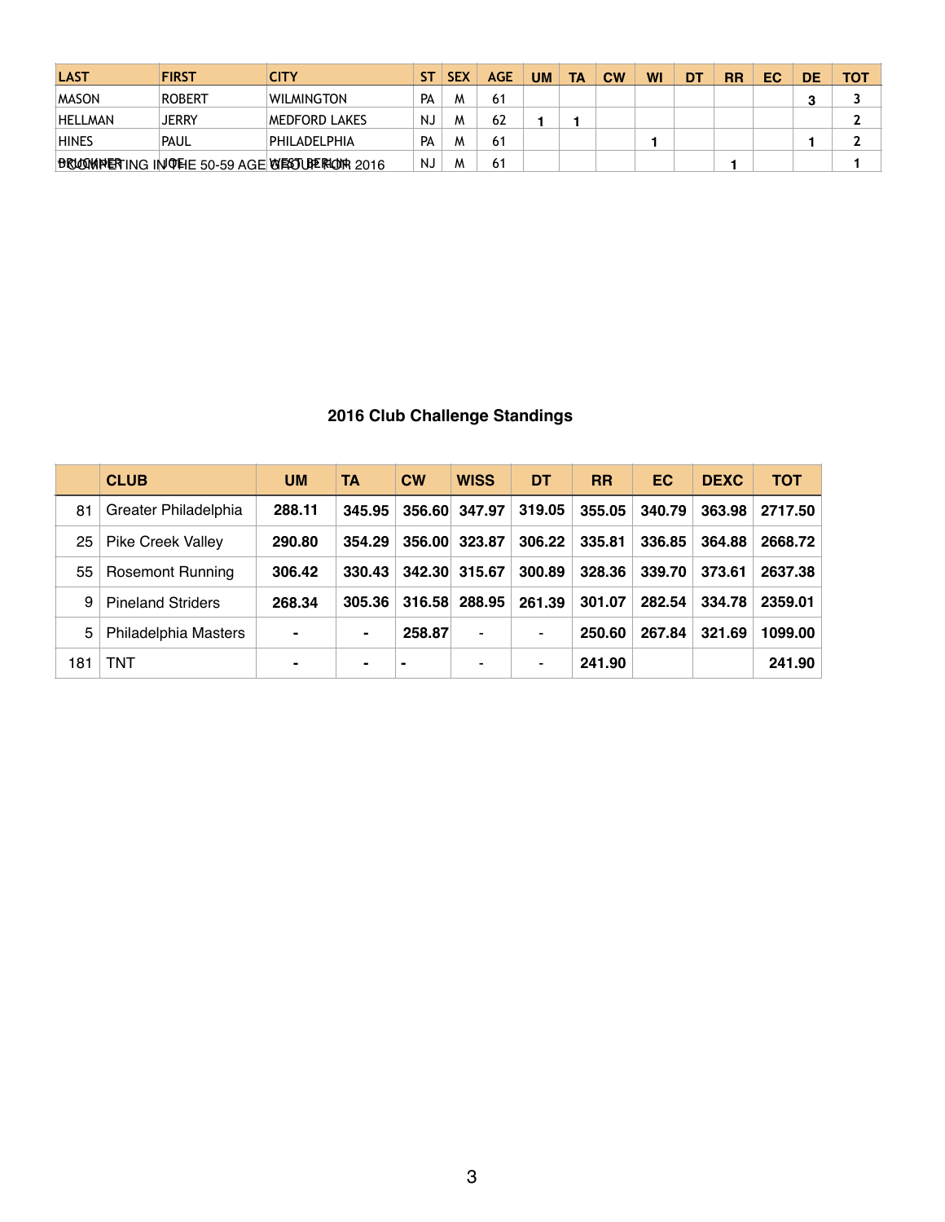| LAST | FIRST | CITY | ST | SEX | AGE | UM | TA | CW | WI | DT | RR | EC | DE | TOT |
|---|---|---|---|---|---|---|---|---|---|---|---|---|---|---|
| MASON | ROBERT | WILMINGTON | PA | M | 61 | | | | | | | | 3 | 3 |
| HELLMAN | JERRY | MEDFORD LAKES | NJ | M | 62 | 1 | 1 | | | | | | | 2 |
| HINES | PAUL | PHILADELPHIA | PA | M | 61 | | | | 1 | | | | 1 | 2 |
| BRUCKNER | JOE | WEST BERLIN | NJ | M | 61 | | | | | | 1 | | | 1 |

*COMPETING IN THE 50-59 AGE GROUP FOR 2016

## 2016 Club Challenge Standings

| | CLUB | UM | TA | CW | WISS | DT | RR | EC | DEXC | TOT |
|---|---|---|---|---|---|---|---|---|---|---|
| 81 | Greater Philadelphia | 288.11 | 345.95 | 356.60 | 347.97 | 319.05 | 355.05 | 340.79 | 363.98 | 2717.50 |
| 25 | Pike Creek Valley | 290.80 | 354.29 | 356.00 | 323.87 | 306.22 | 335.81 | 336.85 | 364.88 | 2668.72 |
| 55 | Rosemont Running | 306.42 | 330.43 | 342.30 | 315.67 | 300.89 | 328.36 | 339.70 | 373.61 | 2637.38 |
| 9 | Pineland Striders | 268.34 | 305.36 | 316.58 | 288.95 | 261.39 | 301.07 | 282.54 | 334.78 | 2359.01 |
| 5 | Philadelphia Masters | - | - | 258.87 | - | - | 250.60 | 267.84 | 321.69 | 1099.00 |
| 181 | TNT | - | - | - | - | - | 241.90 | | | 241.90 |